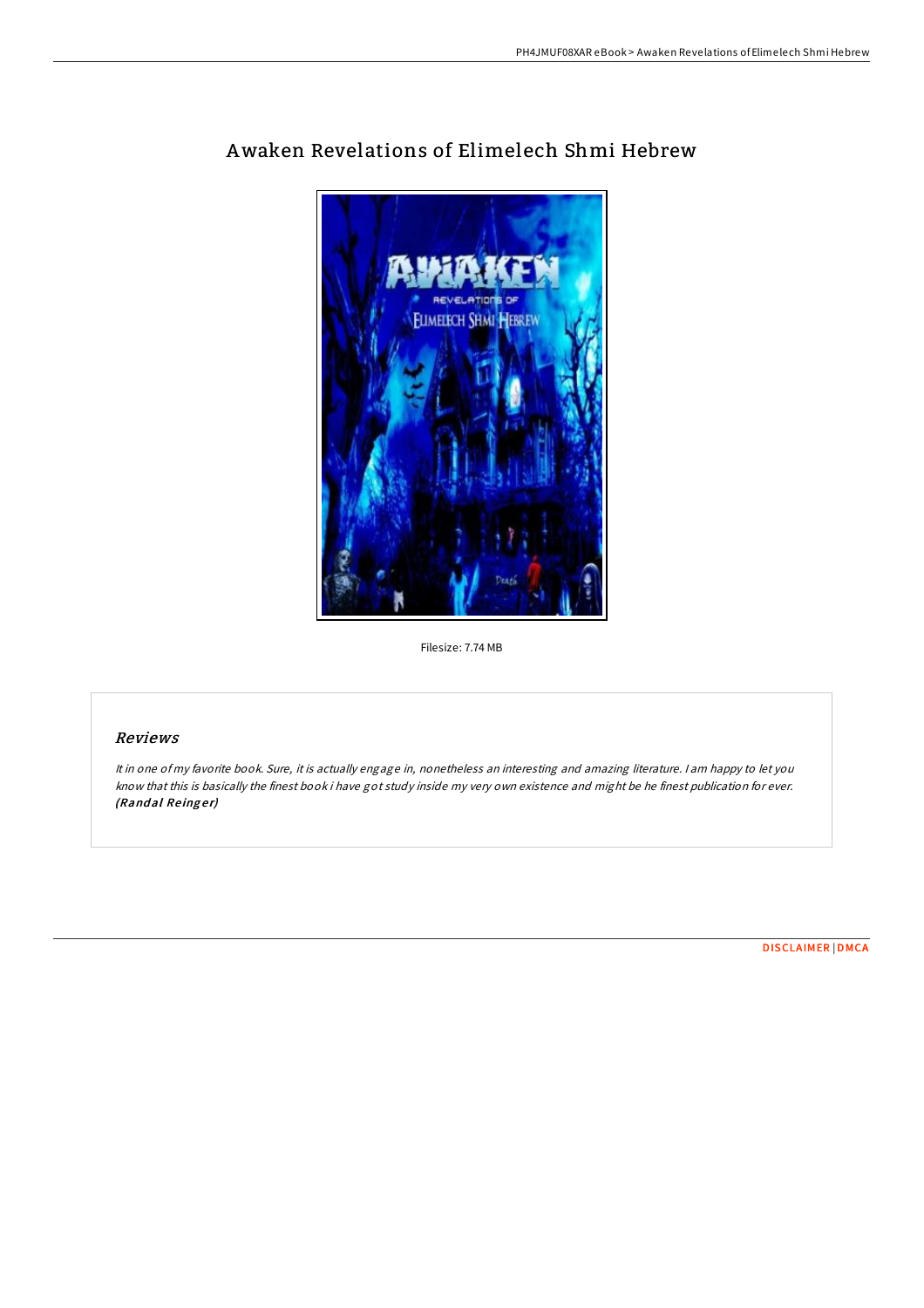# Awaken Revelations of Elimelech Shmi Hebrew

Filesize: 7.74 MB

## Reviews

*It in one of my favorite book. Sure, it is actually engage in, nonetheless an interesting and amazing literature. I am happy to let you know that this is basically the finest book i have got study inside my very own existence and might be he finest publication for ever.*
***(Randal Reinger)***

DISCLAIMER | DMCA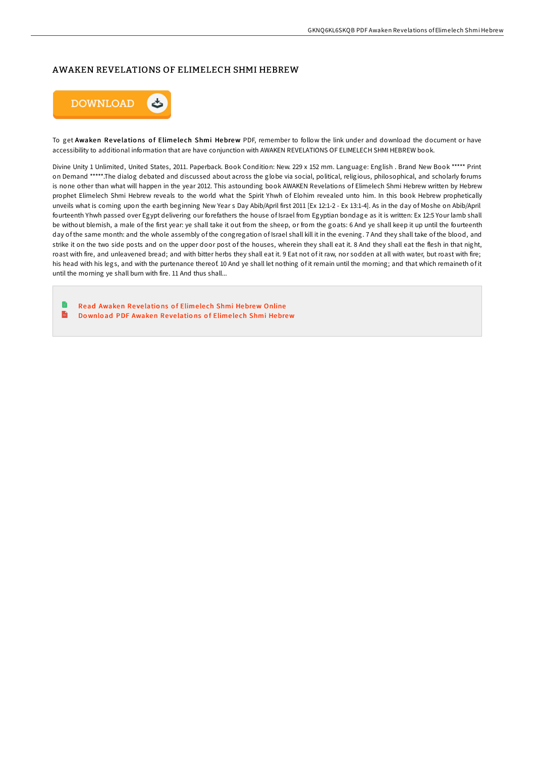# AWAKEN REVELATIONS OF ELIMELECH SHMI HEBREW

DOWNLOAD

To get **Awaken Revelations of Elimelech Shmi Hebrew** PDF, remember to follow the link under and download the document or have accessibility to additional information that are have conjunction with AWAKEN REVELATIONS OF ELIMELECH SHMI HEBREW book.

Divine Unity 1 Unlimited, United States, 2011. Paperback. Book Condition: New. 229 x 152 mm. Language: English . Brand New Book ***** Print on Demand *****.The dialog debated and discussed about across the globe via social, political, religious, philosophical, and scholarly forums is none other than what will happen in the year 2012. This astounding book AWAKEN Revelations of Elimelech Shmi Hebrew written by Hebrew prophet Elimelech Shmi Hebrew reveals to the world what the Spirit Yhwh of Elohim revealed unto him. In this book Hebrew prophetically unveils what is coming upon the earth beginning New Year s Day Abib/April first 2011 [Ex 12:1-2 - Ex 13:1-4]. As in the day of Moshe on Abib/April fourteenth Yhwh passed over Egypt delivering our forefathers the house of Israel from Egyptian bondage as it is written: Ex 12:5 Your lamb shall be without blemish, a male of the first year: ye shall take it out from the sheep, or from the goats: 6 And ye shall keep it up until the fourteenth day of the same month: and the whole assembly of the congregation of Israel shall kill it in the evening. 7 And they shall take of the blood, and strike it on the two side posts and on the upper door post of the houses, wherein they shall eat it. 8 And they shall eat the flesh in that night, roast with fire, and unleavened bread; and with bitter herbs they shall eat it. 9 Eat not of it raw, nor sodden at all with water, but roast with fire; his head with his legs, and with the purtenance thereof. 10 And ye shall let nothing of it remain until the morning; and that which remaineth of it until the morning ye shall burn with fire. 11 And thus shall...

- Read Awaken Revelations of Elimelech Shmi Hebrew Online
- Download PDF Awaken Revelations of Elimelech Shmi Hebrew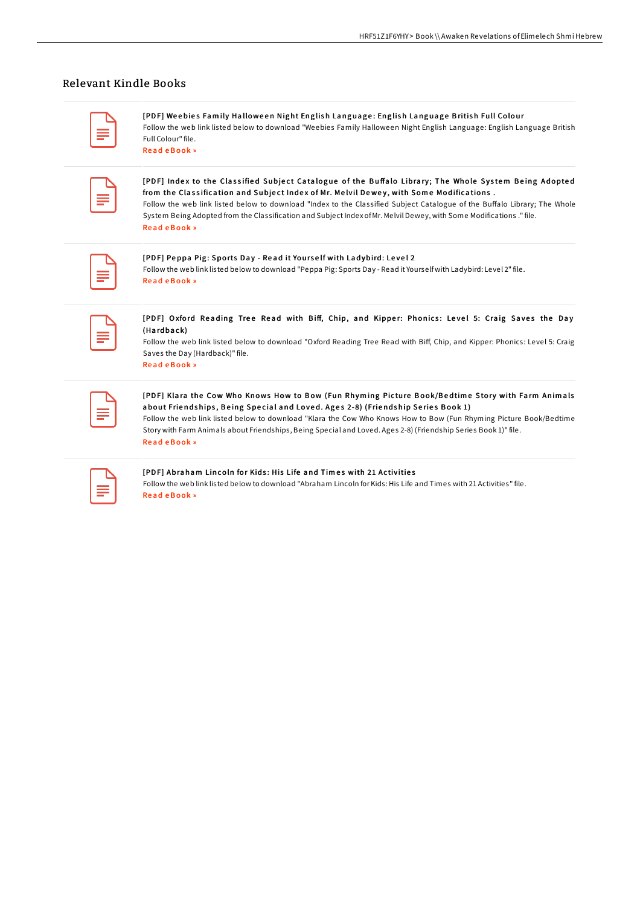## Relevant Kindle Books

[PDF] Weebies Family Halloween Night English Language: English Language British Full Colour
Follow the web link listed below to download "Weebies Family Halloween Night English Language: English Language British Full Colour" file.
Read eBook »

[PDF] Index to the Classified Subject Catalogue of the Buffalo Library; The Whole System Being Adopted from the Classification and Subject Index of Mr. Melvil Dewey, with Some Modifications .
Follow the web link listed below to download "Index to the Classified Subject Catalogue of the Buffalo Library; The Whole System Being Adopted from the Classification and Subject Index of Mr. Melvil Dewey, with Some Modifications ." file.
Read eBook »

[PDF] Peppa Pig: Sports Day - Read it Yourself with Ladybird: Level 2
Follow the web link listed below to download "Peppa Pig: Sports Day - Read it Yourself with Ladybird: Level 2" file.
Read eBook »

[PDF] Oxford Reading Tree Read with Biff, Chip, and Kipper: Phonics: Level 5: Craig Saves the Day (Hardback)
Follow the web link listed below to download "Oxford Reading Tree Read with Biff, Chip, and Kipper: Phonics: Level 5: Craig Saves the Day (Hardback)" file.
Read eBook »

[PDF] Klara the Cow Who Knows How to Bow (Fun Rhyming Picture Book/Bedtime Story with Farm Animals about Friendships, Being Special and Loved. Ages 2-8) (Friendship Series Book 1)
Follow the web link listed below to download "Klara the Cow Who Knows How to Bow (Fun Rhyming Picture Book/Bedtime Story with Farm Animals about Friendships, Being Special and Loved. Ages 2-8) (Friendship Series Book 1)" file.
Read eBook »

[PDF] Abraham Lincoln for Kids: His Life and Times with 21 Activities
Follow the web link listed below to download "Abraham Lincoln for Kids: His Life and Times with 21 Activities" file.
Read eBook »